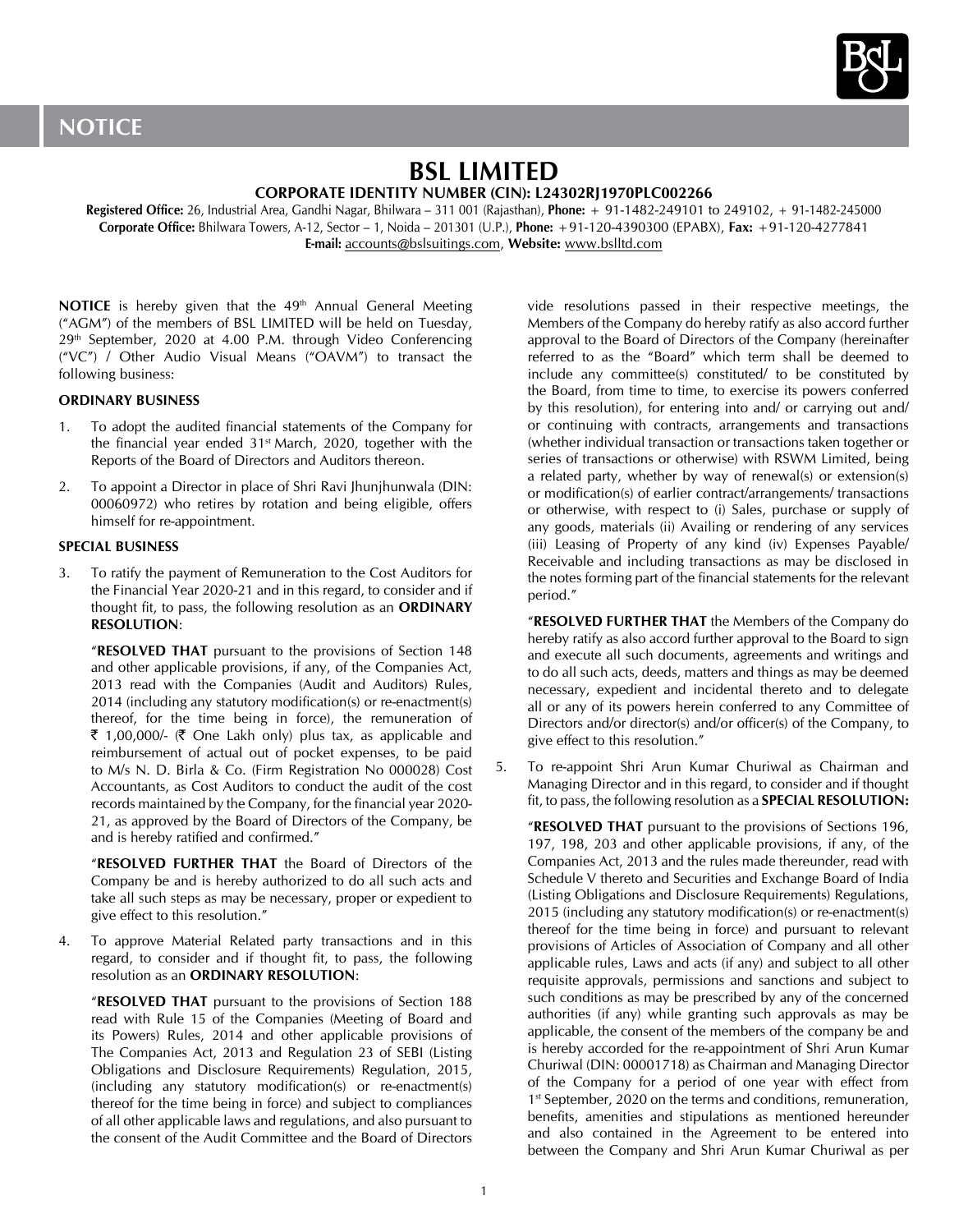# NOTICE

# BSL LIMITED

**CORPORATE IDENTITY NUMBER (CIN): L24302RJ1970PLC002266**

**Registered Office:** 26, Industrial Area, Gandhi Nagar, Bhilwara – 311 001 (Rajasthan), **Phone:** + 91-1482-249101 to 249102, + 91-1482-245000
**Corporate Office:** Bhilwara Towers, A-12, Sector – 1, Noida – 201301 (U.P.), **Phone:** +91-120-4390300 (EPABX), **Fax:** +91-120-4277841
**E-mail:** accounts@bslsuitings.com, **Website:** www.bslltd.com

**NOTICE** is hereby given that the 49th Annual General Meeting ("AGM") of the members of BSL LIMITED will be held on Tuesday, 29th September, 2020 at 4.00 P.M. through Video Conferencing ("VC") / Other Audio Visual Means ("OAVM") to transact the following business:

**ORDINARY BUSINESS**

1. To adopt the audited financial statements of the Company for the financial year ended 31st March, 2020, together with the Reports of the Board of Directors and Auditors thereon.

2. To appoint a Director in place of Shri Ravi Jhunjhunwala (DIN: 00060972) who retires by rotation and being eligible, offers himself for re-appointment.

**SPECIAL BUSINESS**

3. To ratify the payment of Remuneration to the Cost Auditors for the Financial Year 2020-21 and in this regard, to consider and if thought fit, to pass, the following resolution as an **ORDINARY RESOLUTION**:

   "**RESOLVED THAT** pursuant to the provisions of Section 148 and other applicable provisions, if any, of the Companies Act, 2013 read with the Companies (Audit and Auditors) Rules, 2014 (including any statutory modification(s) or re-enactment(s) thereof, for the time being in force), the remuneration of ₹ 1,00,000/- (₹ One Lakh only) plus tax, as applicable and reimbursement of actual out of pocket expenses, to be paid to M/s N. D. Birla & Co. (Firm Registration No 000028) Cost Accountants, as Cost Auditors to conduct the audit of the cost records maintained by the Company, for the financial year 2020-21, as approved by the Board of Directors of the Company, be and is hereby ratified and confirmed."

   "**RESOLVED FURTHER THAT** the Board of Directors of the Company be and is hereby authorized to do all such acts and take all such steps as may be necessary, proper or expedient to give effect to this resolution."

4. To approve Material Related party transactions and in this regard, to consider and if thought fit, to pass, the following resolution as an **ORDINARY RESOLUTION**:

   "**RESOLVED THAT** pursuant to the provisions of Section 188 read with Rule 15 of the Companies (Meeting of Board and its Powers) Rules, 2014 and other applicable provisions of The Companies Act, 2013 and Regulation 23 of SEBI (Listing Obligations and Disclosure Requirements) Regulation, 2015, (including any statutory modification(s) or re-enactment(s) thereof for the time being in force) and subject to compliances of all other applicable laws and regulations, and also pursuant to the consent of the Audit Committee and the Board of Directors vide resolutions passed in their respective meetings, the Members of the Company do hereby ratify as also accord further approval to the Board of Directors of the Company (hereinafter referred to as the "Board" which term shall be deemed to include any committee(s) constituted/ to be constituted by the Board, from time to time, to exercise its powers conferred by this resolution), for entering into and/ or carrying out and/ or continuing with contracts, arrangements and transactions (whether individual transaction or transactions taken together or series of transactions or otherwise) with RSWM Limited, being a related party, whether by way of renewal(s) or extension(s) or modification(s) of earlier contract/arrangements/ transactions or otherwise, with respect to (i) Sales, purchase or supply of any goods, materials (ii) Availing or rendering of any services (iii) Leasing of Property of any kind (iv) Expenses Payable/ Receivable and including transactions as may be disclosed in the notes forming part of the financial statements for the relevant period."

   "**RESOLVED FURTHER THAT** the Members of the Company do hereby ratify as also accord further approval to the Board to sign and execute all such documents, agreements and writings and to do all such acts, deeds, matters and things as may be deemed necessary, expedient and incidental thereto and to delegate all or any of its powers herein conferred to any Committee of Directors and/or director(s) and/or officer(s) of the Company, to give effect to this resolution."

5. To re-appoint Shri Arun Kumar Churiwal as Chairman and Managing Director and in this regard, to consider and if thought fit, to pass, the following resolution as a **SPECIAL RESOLUTION:**

   "**RESOLVED THAT** pursuant to the provisions of Sections 196, 197, 198, 203 and other applicable provisions, if any, of the Companies Act, 2013 and the rules made thereunder, read with Schedule V thereto and Securities and Exchange Board of India (Listing Obligations and Disclosure Requirements) Regulations, 2015 (including any statutory modification(s) or re-enactment(s) thereof for the time being in force) and pursuant to relevant provisions of Articles of Association of Company and all other applicable rules, Laws and acts (if any) and subject to all other requisite approvals, permissions and sanctions and subject to such conditions as may be prescribed by any of the concerned authorities (if any) while granting such approvals as may be applicable, the consent of the members of the company be and is hereby accorded for the re-appointment of Shri Arun Kumar Churiwal (DIN: 00001718) as Chairman and Managing Director of the Company for a period of one year with effect from 1st September, 2020 on the terms and conditions, remuneration, benefits, amenities and stipulations as mentioned hereunder and also contained in the Agreement to be entered into between the Company and Shri Arun Kumar Churiwal as per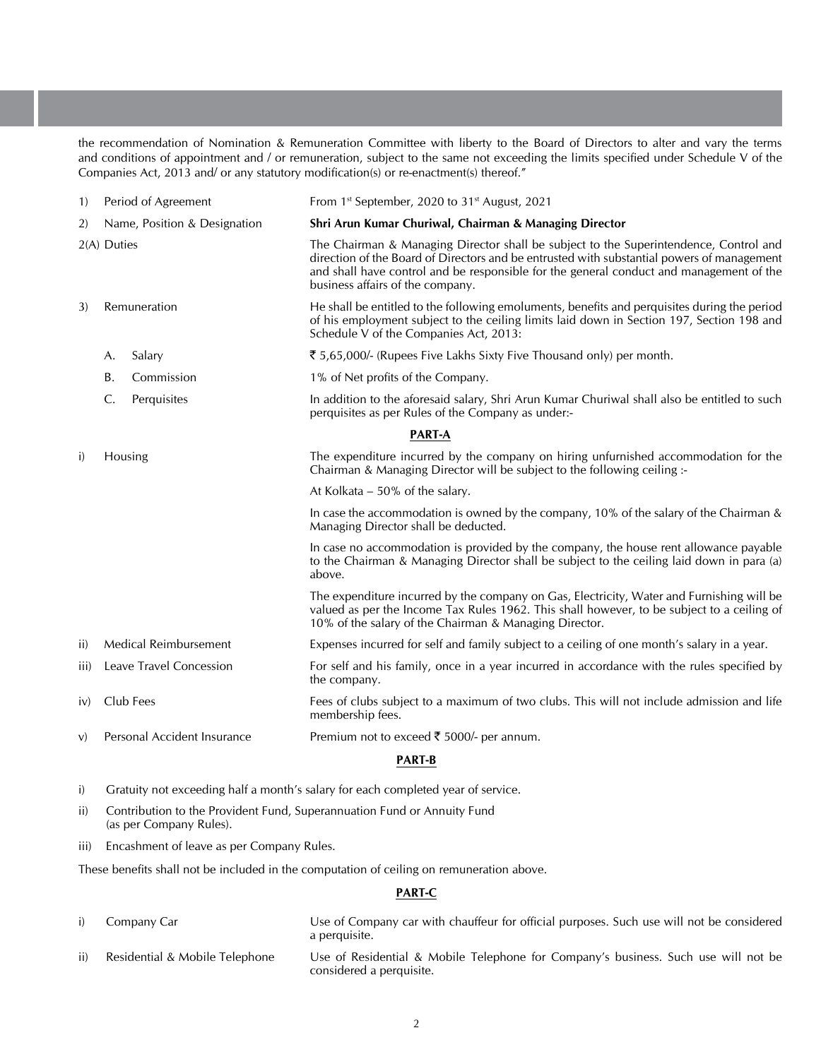the recommendation of Nomination & Remuneration Committee with liberty to the Board of Directors to alter and vary the terms and conditions of appointment and / or remuneration, subject to the same not exceeding the limits specified under Schedule V of the Companies Act, 2013 and/ or any statutory modification(s) or re-enactment(s) thereof."

| | | |
|---|---|---|
| 1) | Period of Agreement | From 1st September, 2020 to 31st August, 2021 |
| 2) | Name, Position & Designation | **Shri Arun Kumar Churiwal, Chairman & Managing Director** |
| 2(A) | Duties | The Chairman & Managing Director shall be subject to the Superintendence, Control and direction of the Board of Directors and be entrusted with substantial powers of management and shall have control and be responsible for the general conduct and management of the business affairs of the company. |
| 3) | Remuneration | He shall be entitled to the following emoluments, benefits and perquisites during the period of his employment subject to the ceiling limits laid down in Section 197, Section 198 and Schedule V of the Companies Act, 2013: |
| | A. Salary | ₹ 5,65,000/- (Rupees Five Lakhs Sixty Five Thousand only) per month. |
| | B. Commission | 1% of Net profits of the Company. |
| | C. Perquisites | In addition to the aforesaid salary, Shri Arun Kumar Churiwal shall also be entitled to such perquisites as per Rules of the Company as under:- |

**PART-A**

| | | |
|---|---|---|
| i) | Housing | The expenditure incurred by the company on hiring unfurnished accommodation for the Chairman & Managing Director will be subject to the following ceiling :-<br><br>At Kolkata – 50% of the salary.<br><br>In case the accommodation is owned by the company, 10% of the salary of the Chairman & Managing Director shall be deducted.<br><br>In case no accommodation is provided by the company, the house rent allowance payable to the Chairman & Managing Director shall be subject to the ceiling laid down in para (a) above.<br><br>The expenditure incurred by the company on Gas, Electricity, Water and Furnishing will be valued as per the Income Tax Rules 1962. This shall however, to be subject to a ceiling of 10% of the salary of the Chairman & Managing Director. |
| ii) | Medical Reimbursement | Expenses incurred for self and family subject to a ceiling of one month's salary in a year. |
| iii) | Leave Travel Concession | For self and his family, once in a year incurred in accordance with the rules specified by the company. |
| iv) | Club Fees | Fees of clubs subject to a maximum of two clubs. This will not include admission and life membership fees. |
| v) | Personal Accident Insurance | Premium not to exceed ₹ 5000/- per annum. |

**PART-B**

i) Gratuity not exceeding half a month's salary for each completed year of service.

ii) Contribution to the Provident Fund, Superannuation Fund or Annuity Fund (as per Company Rules).

iii) Encashment of leave as per Company Rules.

These benefits shall not be included in the computation of ceiling on remuneration above.

**PART-C**

| | | |
|---|---|---|
| i) | Company Car | Use of Company car with chauffeur for official purposes. Such use will not be considered a perquisite. |
| ii) | Residential & Mobile Telephone | Use of Residential & Mobile Telephone for Company's business. Such use will not be considered a perquisite. |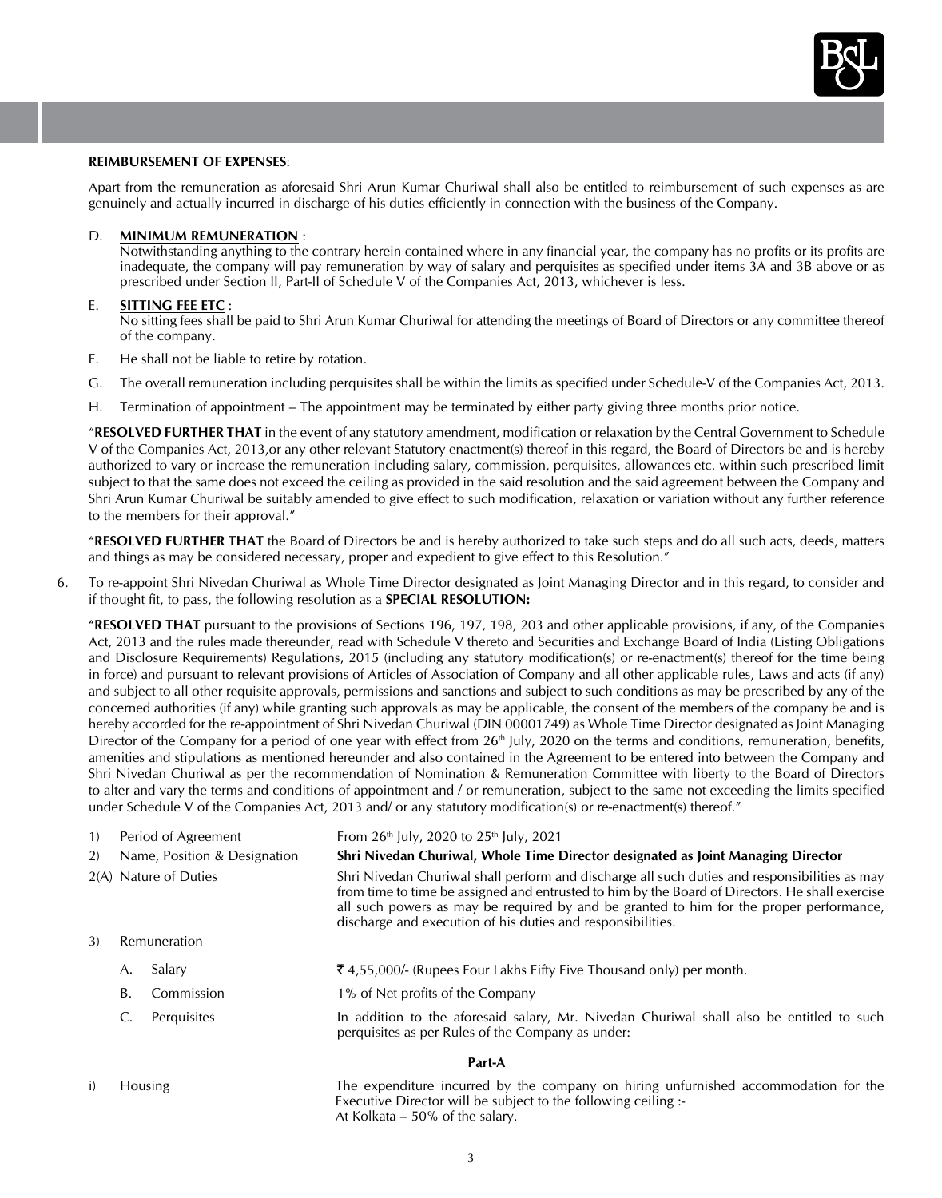**REIMBURSEMENT OF EXPENSES**:

Apart from the remuneration as aforesaid Shri Arun Kumar Churiwal shall also be entitled to reimbursement of such expenses as are genuinely and actually incurred in discharge of his duties efficiently in connection with the business of the Company.

D. **MINIMUM REMUNERATION** :
Notwithstanding anything to the contrary herein contained where in any financial year, the company has no profits or its profits are inadequate, the company will pay remuneration by way of salary and perquisites as specified under items 3A and 3B above or as prescribed under Section II, Part-II of Schedule V of the Companies Act, 2013, whichever is less.

E. **SITTING FEE ETC** :
No sitting fees shall be paid to Shri Arun Kumar Churiwal for attending the meetings of Board of Directors or any committee thereof of the company.

F. He shall not be liable to retire by rotation.

G. The overall remuneration including perquisites shall be within the limits as specified under Schedule-V of the Companies Act, 2013.

H. Termination of appointment – The appointment may be terminated by either party giving three months prior notice.

"**RESOLVED FURTHER THAT** in the event of any statutory amendment, modification or relaxation by the Central Government to Schedule V of the Companies Act, 2013,or any other relevant Statutory enactment(s) thereof in this regard, the Board of Directors be and is hereby authorized to vary or increase the remuneration including salary, commission, perquisites, allowances etc. within such prescribed limit subject to that the same does not exceed the ceiling as provided in the said resolution and the said agreement between the Company and Shri Arun Kumar Churiwal be suitably amended to give effect to such modification, relaxation or variation without any further reference to the members for their approval."

"**RESOLVED FURTHER THAT** the Board of Directors be and is hereby authorized to take such steps and do all such acts, deeds, matters and things as may be considered necessary, proper and expedient to give effect to this Resolution."

6. To re-appoint Shri Nivedan Churiwal as Whole Time Director designated as Joint Managing Director and in this regard, to consider and if thought fit, to pass, the following resolution as a **SPECIAL RESOLUTION:**

"**RESOLVED THAT** pursuant to the provisions of Sections 196, 197, 198, 203 and other applicable provisions, if any, of the Companies Act, 2013 and the rules made thereunder, read with Schedule V thereto and Securities and Exchange Board of India (Listing Obligations and Disclosure Requirements) Regulations, 2015 (including any statutory modification(s) or re-enactment(s) thereof for the time being in force) and pursuant to relevant provisions of Articles of Association of Company and all other applicable rules, Laws and acts (if any) and subject to all other requisite approvals, permissions and sanctions and subject to such conditions as may be prescribed by any of the concerned authorities (if any) while granting such approvals as may be applicable, the consent of the members of the company be and is hereby accorded for the re-appointment of Shri Nivedan Churiwal (DIN 00001749) as Whole Time Director designated as Joint Managing Director of the Company for a period of one year with effect from 26th July, 2020 on the terms and conditions, remuneration, benefits, amenities and stipulations as mentioned hereunder and also contained in the Agreement to be entered into between the Company and Shri Nivedan Churiwal as per the recommendation of Nomination & Remuneration Committee with liberty to the Board of Directors to alter and vary the terms and conditions of appointment and / or remuneration, subject to the same not exceeding the limits specified under Schedule V of the Companies Act, 2013 and/ or any statutory modification(s) or re-enactment(s) thereof."

1) Period of Agreement — From 26th July, 2020 to 25th July, 2021

2) Name, Position & Designation — **Shri Nivedan Churiwal, Whole Time Director designated as Joint Managing Director**

2(A) Nature of Duties — Shri Nivedan Churiwal shall perform and discharge all such duties and responsibilities as may from time to time be assigned and entrusted to him by the Board of Directors. He shall exercise all such powers as may be required by and be granted to him for the proper performance, discharge and execution of his duties and responsibilities.

3) Remuneration

A. Salary — ₹ 4,55,000/- (Rupees Four Lakhs Fifty Five Thousand only) per month.

B. Commission — 1% of Net profits of the Company

C. Perquisites — In addition to the aforesaid salary, Mr. Nivedan Churiwal shall also be entitled to such perquisites as per Rules of the Company as under:

**Part-A**

i) Housing — The expenditure incurred by the company on hiring unfurnished accommodation for the Executive Director will be subject to the following ceiling :-
At Kolkata – 50% of the salary.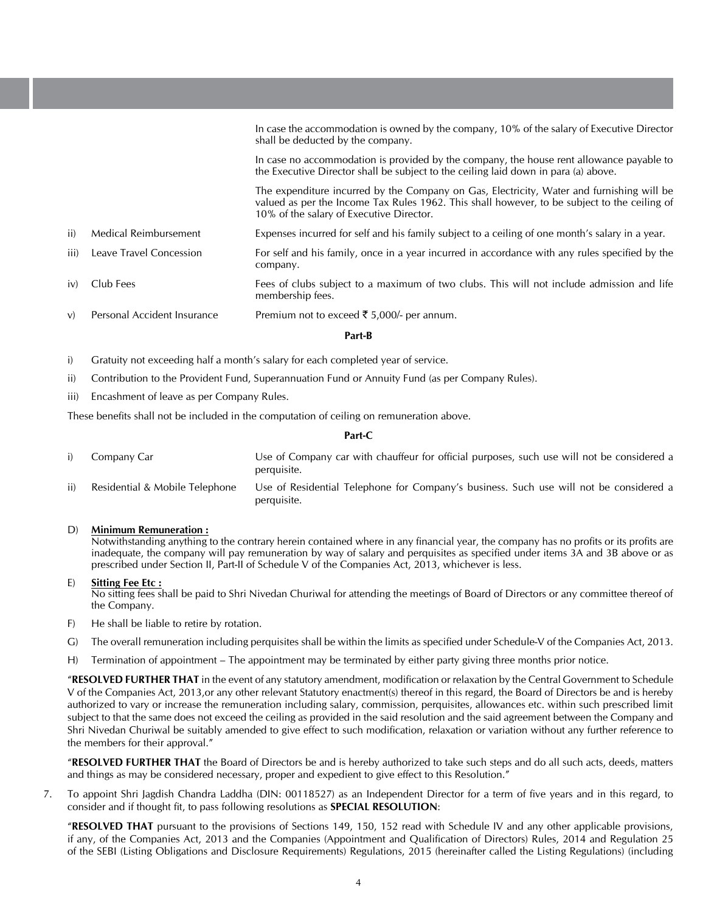| | | |
|---|---|---|
| | | In case the accommodation is owned by the company, 10% of the salary of Executive Director shall be deducted by the company. |
| | | In case no accommodation is provided by the company, the house rent allowance payable to the Executive Director shall be subject to the ceiling laid down in para (a) above. |
| | | The expenditure incurred by the Company on Gas, Electricity, Water and furnishing will be valued as per the Income Tax Rules 1962. This shall however, to be subject to the ceiling of 10% of the salary of Executive Director. |
| ii) | Medical Reimbursement | Expenses incurred for self and his family subject to a ceiling of one month's salary in a year. |
| iii) | Leave Travel Concession | For self and his family, once in a year incurred in accordance with any rules specified by the company. |
| iv) | Club Fees | Fees of clubs subject to a maximum of two clubs. This will not include admission and life membership fees. |
| v) | Personal Accident Insurance | Premium not to exceed ₹ 5,000/- per annum. |

**Part-B**

i) Gratuity not exceeding half a month's salary for each completed year of service.

ii) Contribution to the Provident Fund, Superannuation Fund or Annuity Fund (as per Company Rules).

iii) Encashment of leave as per Company Rules.

These benefits shall not be included in the computation of ceiling on remuneration above.

**Part-C**

| | | |
|---|---|---|
| i) | Company Car | Use of Company car with chauffeur for official purposes, such use will not be considered a perquisite. |
| ii) | Residential & Mobile Telephone | Use of Residential Telephone for Company's business. Such use will not be considered a perquisite. |

D) **Minimum Remuneration :**
Notwithstanding anything to the contrary herein contained where in any financial year, the company has no profits or its profits are inadequate, the company will pay remuneration by way of salary and perquisites as specified under items 3A and 3B above or as prescribed under Section II, Part-II of Schedule V of the Companies Act, 2013, whichever is less.

E) **Sitting Fee Etc :**
No sitting fees shall be paid to Shri Nivedan Churiwal for attending the meetings of Board of Directors or any committee thereof of the Company.

F) He shall be liable to retire by rotation.

G) The overall remuneration including perquisites shall be within the limits as specified under Schedule-V of the Companies Act, 2013.

H) Termination of appointment – The appointment may be terminated by either party giving three months prior notice.

"**RESOLVED FURTHER THAT** in the event of any statutory amendment, modification or relaxation by the Central Government to Schedule V of the Companies Act, 2013,or any other relevant Statutory enactment(s) thereof in this regard, the Board of Directors be and is hereby authorized to vary or increase the remuneration including salary, commission, perquisites, allowances etc. within such prescribed limit subject to that the same does not exceed the ceiling as provided in the said resolution and the said agreement between the Company and Shri Nivedan Churiwal be suitably amended to give effect to such modification, relaxation or variation without any further reference to the members for their approval."

"**RESOLVED FURTHER THAT** the Board of Directors be and is hereby authorized to take such steps and do all such acts, deeds, matters and things as may be considered necessary, proper and expedient to give effect to this Resolution."

7. To appoint Shri Jagdish Chandra Laddha (DIN: 00118527) as an Independent Director for a term of five years and in this regard, to consider and if thought fit, to pass following resolutions as **SPECIAL RESOLUTION**:

"**RESOLVED THAT** pursuant to the provisions of Sections 149, 150, 152 read with Schedule IV and any other applicable provisions, if any, of the Companies Act, 2013 and the Companies (Appointment and Qualification of Directors) Rules, 2014 and Regulation 25 of the SEBI (Listing Obligations and Disclosure Requirements) Regulations, 2015 (hereinafter called the Listing Regulations) (including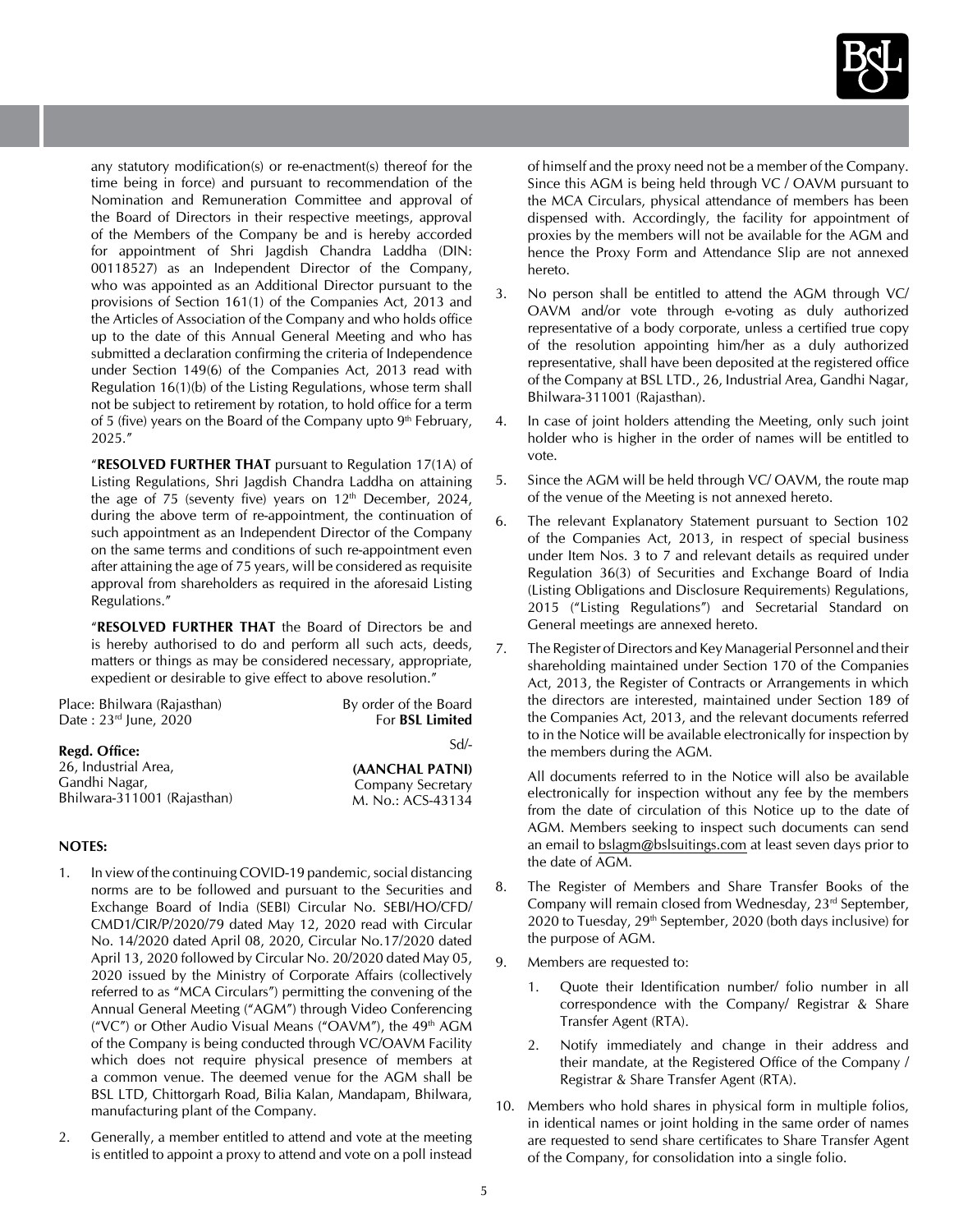any statutory modification(s) or re-enactment(s) thereof for the time being in force) and pursuant to recommendation of the Nomination and Remuneration Committee and approval of the Board of Directors in their respective meetings, approval of the Members of the Company be and is hereby accorded for appointment of Shri Jagdish Chandra Laddha (DIN: 00118527) as an Independent Director of the Company, who was appointed as an Additional Director pursuant to the provisions of Section 161(1) of the Companies Act, 2013 and the Articles of Association of the Company and who holds office up to the date of this Annual General Meeting and who has submitted a declaration confirming the criteria of Independence under Section 149(6) of the Companies Act, 2013 read with Regulation 16(1)(b) of the Listing Regulations, whose term shall not be subject to retirement by rotation, to hold office for a term of 5 (five) years on the Board of the Company upto 9th February, 2025."

"**RESOLVED FURTHER THAT** pursuant to Regulation 17(1A) of Listing Regulations, Shri Jagdish Chandra Laddha on attaining the age of 75 (seventy five) years on 12th December, 2024, during the above term of re-appointment, the continuation of such appointment as an Independent Director of the Company on the same terms and conditions of such re-appointment even after attaining the age of 75 years, will be considered as requisite approval from shareholders as required in the aforesaid Listing Regulations."

"**RESOLVED FURTHER THAT** the Board of Directors be and is hereby authorised to do and perform all such acts, deeds, matters or things as may be considered necessary, appropriate, expedient or desirable to give effect to above resolution."

Place: Bhilwara (Rajasthan)
Date : 23rd June, 2020

By order of the Board
For **BSL Limited**

Sd/-

**(AANCHAL PATNI)**
Company Secretary
M. No.: ACS-43134

**Regd. Office:**
26, Industrial Area,
Gandhi Nagar,
Bhilwara-311001 (Rajasthan)

**NOTES:**

1. In view of the continuing COVID-19 pandemic, social distancing norms are to be followed and pursuant to the Securities and Exchange Board of India (SEBI) Circular No. SEBI/HO/CFD/CMD1/CIR/P/2020/79 dated May 12, 2020 read with Circular No. 14/2020 dated April 08, 2020, Circular No.17/2020 dated April 13, 2020 followed by Circular No. 20/2020 dated May 05, 2020 issued by the Ministry of Corporate Affairs (collectively referred to as "MCA Circulars") permitting the convening of the Annual General Meeting ("AGM") through Video Conferencing ("VC") or Other Audio Visual Means ("OAVM"), the 49th AGM of the Company is being conducted through VC/OAVM Facility which does not require physical presence of members at a common venue. The deemed venue for the AGM shall be BSL LTD, Chittorgarh Road, Bilia Kalan, Mandapam, Bhilwara, manufacturing plant of the Company.

2. Generally, a member entitled to attend and vote at the meeting is entitled to appoint a proxy to attend and vote on a poll instead of himself and the proxy need not be a member of the Company. Since this AGM is being held through VC / OAVM pursuant to the MCA Circulars, physical attendance of members has been dispensed with. Accordingly, the facility for appointment of proxies by the members will not be available for the AGM and hence the Proxy Form and Attendance Slip are not annexed hereto.

3. No person shall be entitled to attend the AGM through VC/ OAVM and/or vote through e-voting as duly authorized representative of a body corporate, unless a certified true copy of the resolution appointing him/her as a duly authorized representative, shall have been deposited at the registered office of the Company at BSL LTD., 26, Industrial Area, Gandhi Nagar, Bhilwara-311001 (Rajasthan).

4. In case of joint holders attending the Meeting, only such joint holder who is higher in the order of names will be entitled to vote.

5. Since the AGM will be held through VC/ OAVM, the route map of the venue of the Meeting is not annexed hereto.

6. The relevant Explanatory Statement pursuant to Section 102 of the Companies Act, 2013, in respect of special business under Item Nos. 3 to 7 and relevant details as required under Regulation 36(3) of Securities and Exchange Board of India (Listing Obligations and Disclosure Requirements) Regulations, 2015 ("Listing Regulations") and Secretarial Standard on General meetings are annexed hereto.

7. The Register of Directors and Key Managerial Personnel and their shareholding maintained under Section 170 of the Companies Act, 2013, the Register of Contracts or Arrangements in which the directors are interested, maintained under Section 189 of the Companies Act, 2013, and the relevant documents referred to in the Notice will be available electronically for inspection by the members during the AGM.

   All documents referred to in the Notice will also be available electronically for inspection without any fee by the members from the date of circulation of this Notice up to the date of AGM. Members seeking to inspect such documents can send an email to bslagm@bslsuitings.com at least seven days prior to the date of AGM.

8. The Register of Members and Share Transfer Books of the Company will remain closed from Wednesday, 23rd September, 2020 to Tuesday, 29th September, 2020 (both days inclusive) for the purpose of AGM.

9. Members are requested to:

   1. Quote their Identification number/ folio number in all correspondence with the Company/ Registrar & Share Transfer Agent (RTA).

   2. Notify immediately and change in their address and their mandate, at the Registered Office of the Company / Registrar & Share Transfer Agent (RTA).

10. Members who hold shares in physical form in multiple folios, in identical names or joint holding in the same order of names are requested to send share certificates to Share Transfer Agent of the Company, for consolidation into a single folio.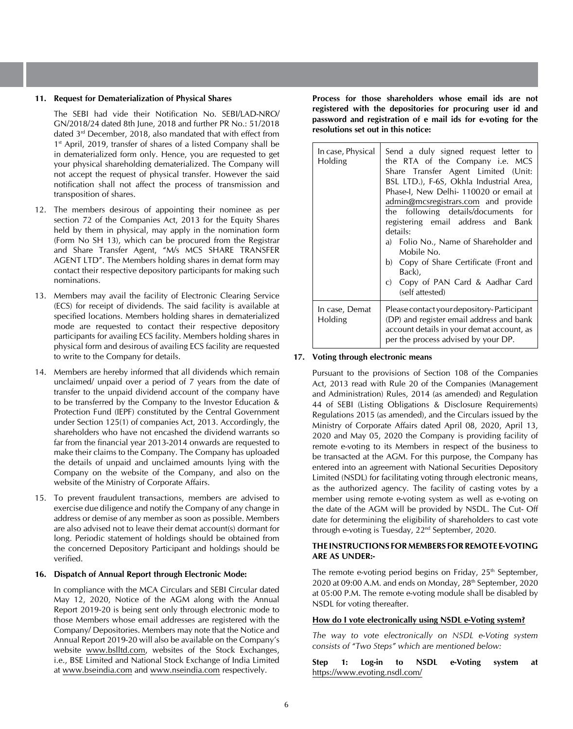**11. Request for Dematerialization of Physical Shares**

The SEBI had vide their Notification No. SEBI/LAD-NRO/GN/2018/24 dated 8th June, 2018 and further PR No.: 51/2018 dated 3rd December, 2018, also mandated that with effect from 1st April, 2019, transfer of shares of a listed Company shall be in dematerialized form only. Hence, you are requested to get your physical shareholding dematerialized. The Company will not accept the request of physical transfer. However the said notification shall not affect the process of transmission and transposition of shares.

12. The members desirous of appointing their nominee as per section 72 of the Companies Act, 2013 for the Equity Shares held by them in physical, may apply in the nomination form (Form No SH 13), which can be procured from the Registrar and Share Transfer Agent, "M/s MCS SHARE TRANSFER AGENT LTD". The Members holding shares in demat form may contact their respective depository participants for making such nominations.

13. Members may avail the facility of Electronic Clearing Service (ECS) for receipt of dividends. The said facility is available at specified locations. Members holding shares in dematerialized mode are requested to contact their respective depository participants for availing ECS facility. Members holding shares in physical form and desirous of availing ECS facility are requested to write to the Company for details.

14. Members are hereby informed that all dividends which remain unclaimed/ unpaid over a period of 7 years from the date of transfer to the unpaid dividend account of the company have to be transferred by the Company to the Investor Education & Protection Fund (IEPF) constituted by the Central Government under Section 125(1) of companies Act, 2013. Accordingly, the shareholders who have not encashed the dividend warrants so far from the financial year 2013-2014 onwards are requested to make their claims to the Company. The Company has uploaded the details of unpaid and unclaimed amounts lying with the Company on the website of the Company, and also on the website of the Ministry of Corporate Affairs.

15. To prevent fraudulent transactions, members are advised to exercise due diligence and notify the Company of any change in address or demise of any member as soon as possible. Members are also advised not to leave their demat account(s) dormant for long. Periodic statement of holdings should be obtained from the concerned Depository Participant and holdings should be verified.

**16. Dispatch of Annual Report through Electronic Mode:**

In compliance with the MCA Circulars and SEBI Circular dated May 12, 2020, Notice of the AGM along with the Annual Report 2019-20 is being sent only through electronic mode to those Members whose email addresses are registered with the Company/ Depositories. Members may note that the Notice and Annual Report 2019-20 will also be available on the Company's website www.bslltd.com, websites of the Stock Exchanges, i.e., BSE Limited and National Stock Exchange of India Limited at www.bseindia.com and www.nseindia.com respectively.

**Process for those shareholders whose email ids are not registered with the depositories for procuring user id and password and registration of e mail ids for e-voting for the resolutions set out in this notice:**

| | |
|---|---|
| In case, Physical Holding | Send a duly signed request letter to the RTA of the Company i.e. MCS Share Transfer Agent Limited (Unit: BSL LTD.), F-6S, Okhla Industrial Area, Phase-I, New Delhi- 110020 or email at admin@mcsregistrars.com and provide the following details/documents for registering email address and Bank details:<br>a) Folio No., Name of Shareholder and Mobile No.<br>b) Copy of Share Certificate (Front and Back),<br>c) Copy of PAN Card & Aadhar Card (self attested) |
| In case, Demat Holding | Please contact your depository-Participant (DP) and register email address and bank account details in your demat account, as per the process advised by your DP. |

**17. Voting through electronic means**

Pursuant to the provisions of Section 108 of the Companies Act, 2013 read with Rule 20 of the Companies (Management and Administration) Rules, 2014 (as amended) and Regulation 44 of SEBI (Listing Obligations & Disclosure Requirements) Regulations 2015 (as amended), and the Circulars issued by the Ministry of Corporate Affairs dated April 08, 2020, April 13, 2020 and May 05, 2020 the Company is providing facility of remote e-voting to its Members in respect of the business to be transacted at the AGM. For this purpose, the Company has entered into an agreement with National Securities Depository Limited (NSDL) for facilitating voting through electronic means, as the authorized agency. The facility of casting votes by a member using remote e-voting system as well as e-voting on the date of the AGM will be provided by NSDL. The Cut- Off date for determining the eligibility of shareholders to cast vote through e-voting is Tuesday, 22nd September, 2020.

**THE INSTRUCTIONS FOR MEMBERS FOR REMOTE E-VOTING ARE AS UNDER:-**

The remote e-voting period begins on Friday, 25th September, 2020 at 09:00 A.M. and ends on Monday, 28th September, 2020 at 05:00 P.M. The remote e-voting module shall be disabled by NSDL for voting thereafter.

**How do I vote electronically using NSDL e-Voting system?**

*The way to vote electronically on NSDL e-Voting system consists of "Two Steps" which are mentioned below:*

**Step 1: Log-in to NSDL e-Voting system at** https://www.evoting.nsdl.com/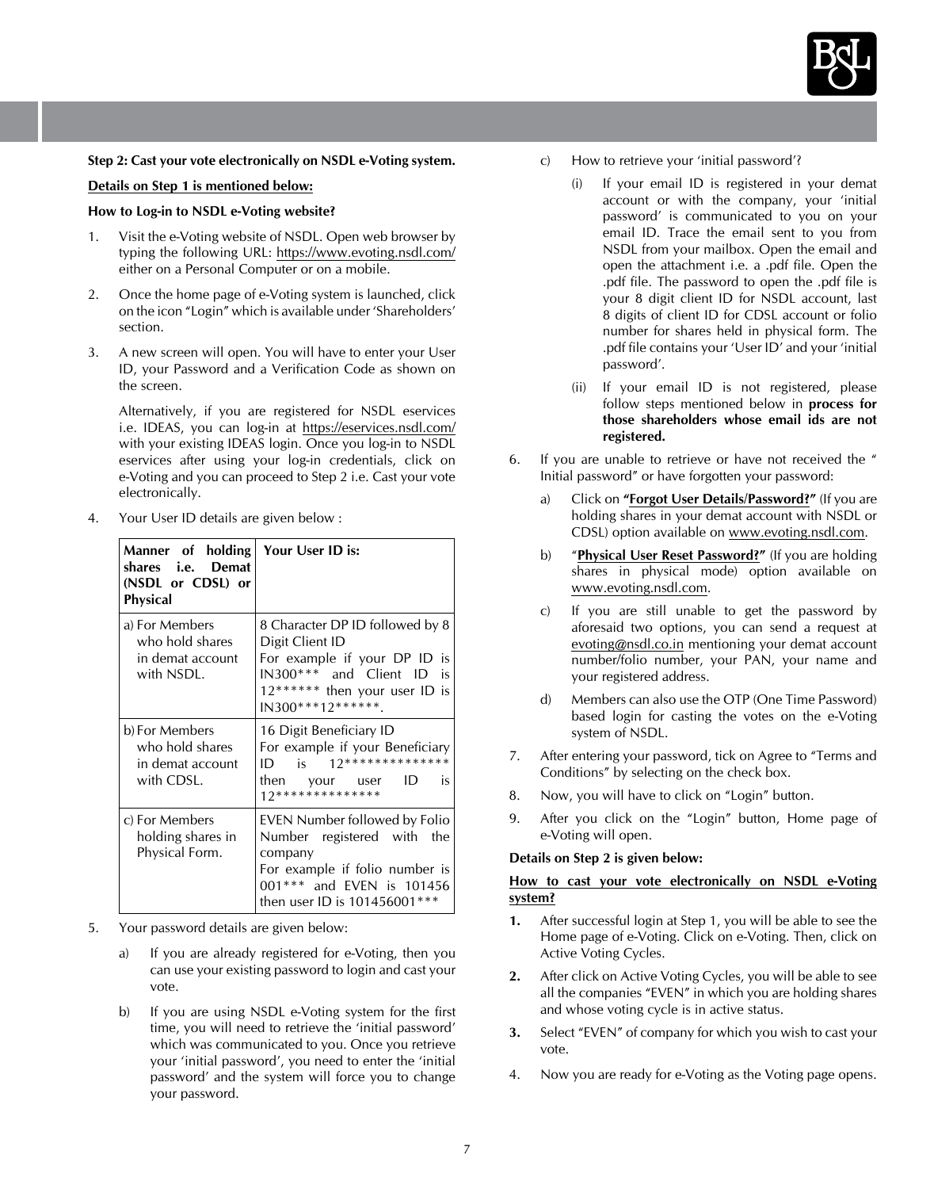**Step 2: Cast your vote electronically on NSDL e-Voting system.**

**Details on Step 1 is mentioned below:**

**How to Log-in to NSDL e-Voting website?**

1. Visit the e-Voting website of NSDL. Open web browser by typing the following URL: https://www.evoting.nsdl.com/ either on a Personal Computer or on a mobile.

2. Once the home page of e-Voting system is launched, click on the icon "Login" which is available under 'Shareholders' section.

3. A new screen will open. You will have to enter your User ID, your Password and a Verification Code as shown on the screen.

   Alternatively, if you are registered for NSDL eservices i.e. IDEAS, you can log-in at https://eservices.nsdl.com/ with your existing IDEAS login. Once you log-in to NSDL eservices after using your log-in credentials, click on e-Voting and you can proceed to Step 2 i.e. Cast your vote electronically.

4. Your User ID details are given below :

| Manner of holding shares i.e. Demat (NSDL or CDSL) or Physical | Your User ID is: |
|---|---|
| a) For Members who hold shares in demat account with NSDL. | 8 Character DP ID followed by 8 Digit Client ID<br>For example if your DP ID is IN300*** and Client ID is 12****** then your user ID is IN300***12******. |
| b) For Members who hold shares in demat account with CDSL. | 16 Digit Beneficiary ID<br>For example if your Beneficiary ID is 12************** then your user ID is 12************** |
| c) For Members holding shares in Physical Form. | EVEN Number followed by Folio Number registered with the company<br>For example if folio number is 001*** and EVEN is 101456 then user ID is 101456001*** |

5. Your password details are given below:

   a) If you are already registered for e-Voting, then you can use your existing password to login and cast your vote.

   b) If you are using NSDL e-Voting system for the first time, you will need to retrieve the 'initial password' which was communicated to you. Once you retrieve your 'initial password', you need to enter the 'initial password' and the system will force you to change your password.

   c) How to retrieve your 'initial password'?

      (i) If your email ID is registered in your demat account or with the company, your 'initial password' is communicated to you on your email ID. Trace the email sent to you from NSDL from your mailbox. Open the email and open the attachment i.e. a .pdf file. Open the .pdf file. The password to open the .pdf file is your 8 digit client ID for NSDL account, last 8 digits of client ID for CDSL account or folio number for shares held in physical form. The .pdf file contains your 'User ID' and your 'initial password'.

      (ii) If your email ID is not registered, please follow steps mentioned below in **process for those shareholders whose email ids are not registered.**

6. If you are unable to retrieve or have not received the " Initial password" or have forgotten your password:

   a) Click on **"Forgot User Details/Password?"** (If you are holding shares in your demat account with NSDL or CDSL) option available on www.evoting.nsdl.com.

   b) "**Physical User Reset Password?"** (If you are holding shares in physical mode) option available on www.evoting.nsdl.com.

   c) If you are still unable to get the password by aforesaid two options, you can send a request at evoting@nsdl.co.in mentioning your demat account number/folio number, your PAN, your name and your registered address.

   d) Members can also use the OTP (One Time Password) based login for casting the votes on the e-Voting system of NSDL.

7. After entering your password, tick on Agree to "Terms and Conditions" by selecting on the check box.

8. Now, you will have to click on "Login" button.

9. After you click on the "Login" button, Home page of e-Voting will open.

**Details on Step 2 is given below:**

**How to cast your vote electronically on NSDL e-Voting system?**

1. After successful login at Step 1, you will be able to see the Home page of e-Voting. Click on e-Voting. Then, click on Active Voting Cycles.

2. After click on Active Voting Cycles, you will be able to see all the companies "EVEN" in which you are holding shares and whose voting cycle is in active status.

3. Select "EVEN" of company for which you wish to cast your vote.

4. Now you are ready for e-Voting as the Voting page opens.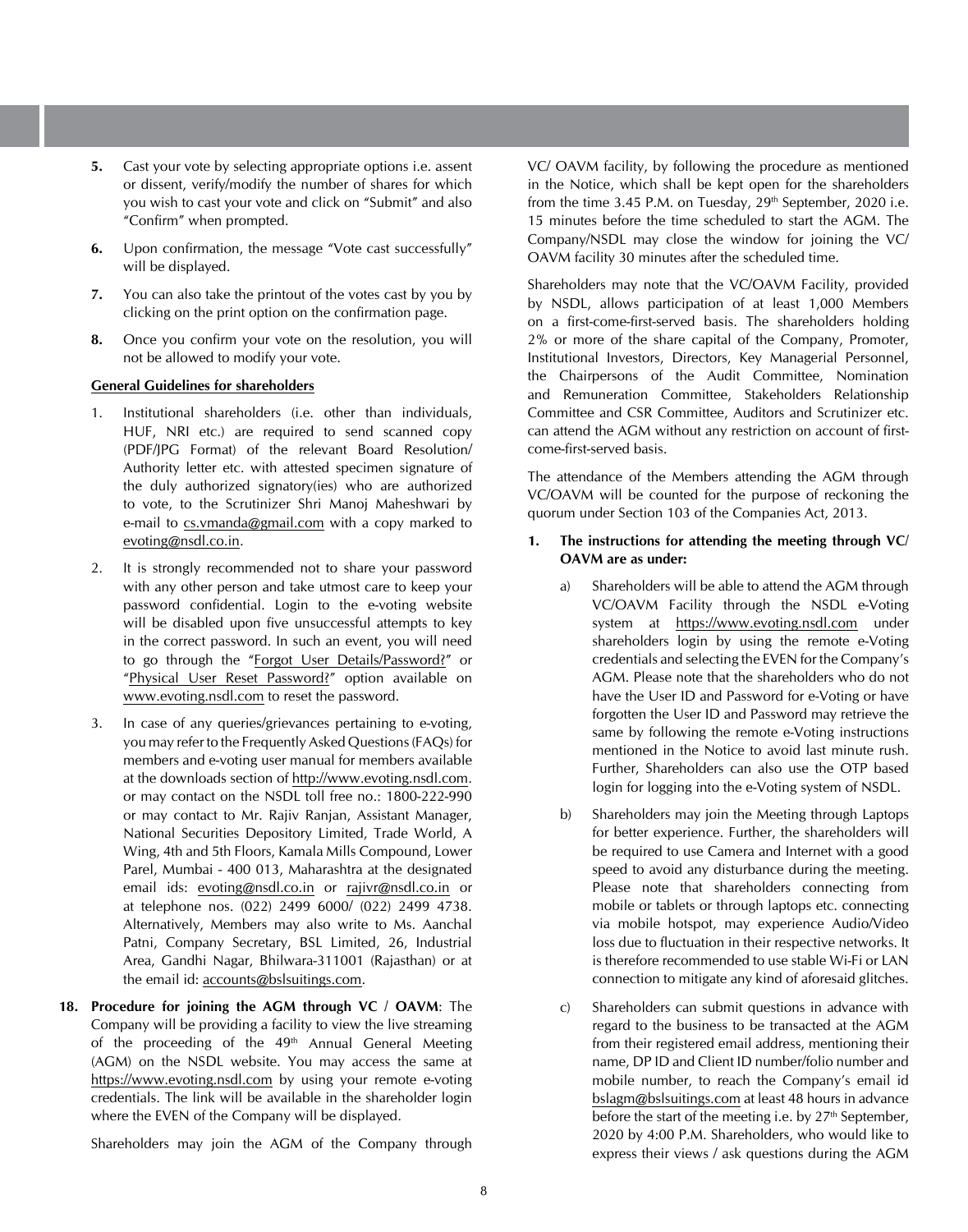5. Cast your vote by selecting appropriate options i.e. assent or dissent, verify/modify the number of shares for which you wish to cast your vote and click on "Submit" and also "Confirm" when prompted.

6. Upon confirmation, the message "Vote cast successfully" will be displayed.

7. You can also take the printout of the votes cast by you by clicking on the print option on the confirmation page.

8. Once you confirm your vote on the resolution, you will not be allowed to modify your vote.

**General Guidelines for shareholders**

1. Institutional shareholders (i.e. other than individuals, HUF, NRI etc.) are required to send scanned copy (PDF/JPG Format) of the relevant Board Resolution/ Authority letter etc. with attested specimen signature of the duly authorized signatory(ies) who are authorized to vote, to the Scrutinizer Shri Manoj Maheshwari by e-mail to cs.vmanda@gmail.com with a copy marked to evoting@nsdl.co.in.

2. It is strongly recommended not to share your password with any other person and take utmost care to keep your password confidential. Login to the e-voting website will be disabled upon five unsuccessful attempts to key in the correct password. In such an event, you will need to go through the "Forgot User Details/Password?" or "Physical User Reset Password?" option available on www.evoting.nsdl.com to reset the password.

3. In case of any queries/grievances pertaining to e-voting, you may refer to the Frequently Asked Questions (FAQs) for members and e-voting user manual for members available at the downloads section of http://www.evoting.nsdl.com. or may contact on the NSDL toll free no.: 1800-222-990 or may contact to Mr. Rajiv Ranjan, Assistant Manager, National Securities Depository Limited, Trade World, A Wing, 4th and 5th Floors, Kamala Mills Compound, Lower Parel, Mumbai - 400 013, Maharashtra at the designated email ids: evoting@nsdl.co.in or rajivr@nsdl.co.in or at telephone nos. (022) 2499 6000/ (022) 2499 4738. Alternatively, Members may also write to Ms. Aanchal Patni, Company Secretary, BSL Limited, 26, Industrial Area, Gandhi Nagar, Bhilwara-311001 (Rajasthan) or at the email id: accounts@bslsuitings.com.

18. **Procedure for joining the AGM through VC / OAVM**: The Company will be providing a facility to view the live streaming of the proceeding of the 49th Annual General Meeting (AGM) on the NSDL website. You may access the same at https://www.evoting.nsdl.com by using your remote e-voting credentials. The link will be available in the shareholder login where the EVEN of the Company will be displayed.

Shareholders may join the AGM of the Company through VC/ OAVM facility, by following the procedure as mentioned in the Notice, which shall be kept open for the shareholders from the time 3.45 P.M. on Tuesday, 29th September, 2020 i.e. 15 minutes before the time scheduled to start the AGM. The Company/NSDL may close the window for joining the VC/ OAVM facility 30 minutes after the scheduled time.

Shareholders may note that the VC/OAVM Facility, provided by NSDL, allows participation of at least 1,000 Members on a first-come-first-served basis. The shareholders holding 2% or more of the share capital of the Company, Promoter, Institutional Investors, Directors, Key Managerial Personnel, the Chairpersons of the Audit Committee, Nomination and Remuneration Committee, Stakeholders Relationship Committee and CSR Committee, Auditors and Scrutinizer etc. can attend the AGM without any restriction on account of first-come-first-served basis.

The attendance of the Members attending the AGM through VC/OAVM will be counted for the purpose of reckoning the quorum under Section 103 of the Companies Act, 2013.

1. **The instructions for attending the meeting through VC/ OAVM are as under:**

   a) Shareholders will be able to attend the AGM through VC/OAVM Facility through the NSDL e-Voting system at https://www.evoting.nsdl.com under shareholders login by using the remote e-Voting credentials and selecting the EVEN for the Company's AGM. Please note that the shareholders who do not have the User ID and Password for e-Voting or have forgotten the User ID and Password may retrieve the same by following the remote e-Voting instructions mentioned in the Notice to avoid last minute rush. Further, Shareholders can also use the OTP based login for logging into the e-Voting system of NSDL.

   b) Shareholders may join the Meeting through Laptops for better experience. Further, the shareholders will be required to use Camera and Internet with a good speed to avoid any disturbance during the meeting. Please note that shareholders connecting from mobile or tablets or through laptops etc. connecting via mobile hotspot, may experience Audio/Video loss due to fluctuation in their respective networks. It is therefore recommended to use stable Wi-Fi or LAN connection to mitigate any kind of aforesaid glitches.

   c) Shareholders can submit questions in advance with regard to the business to be transacted at the AGM from their registered email address, mentioning their name, DP ID and Client ID number/folio number and mobile number, to reach the Company's email id bslagm@bslsuitings.com at least 48 hours in advance before the start of the meeting i.e. by 27th September, 2020 by 4:00 P.M. Shareholders, who would like to express their views / ask questions during the AGM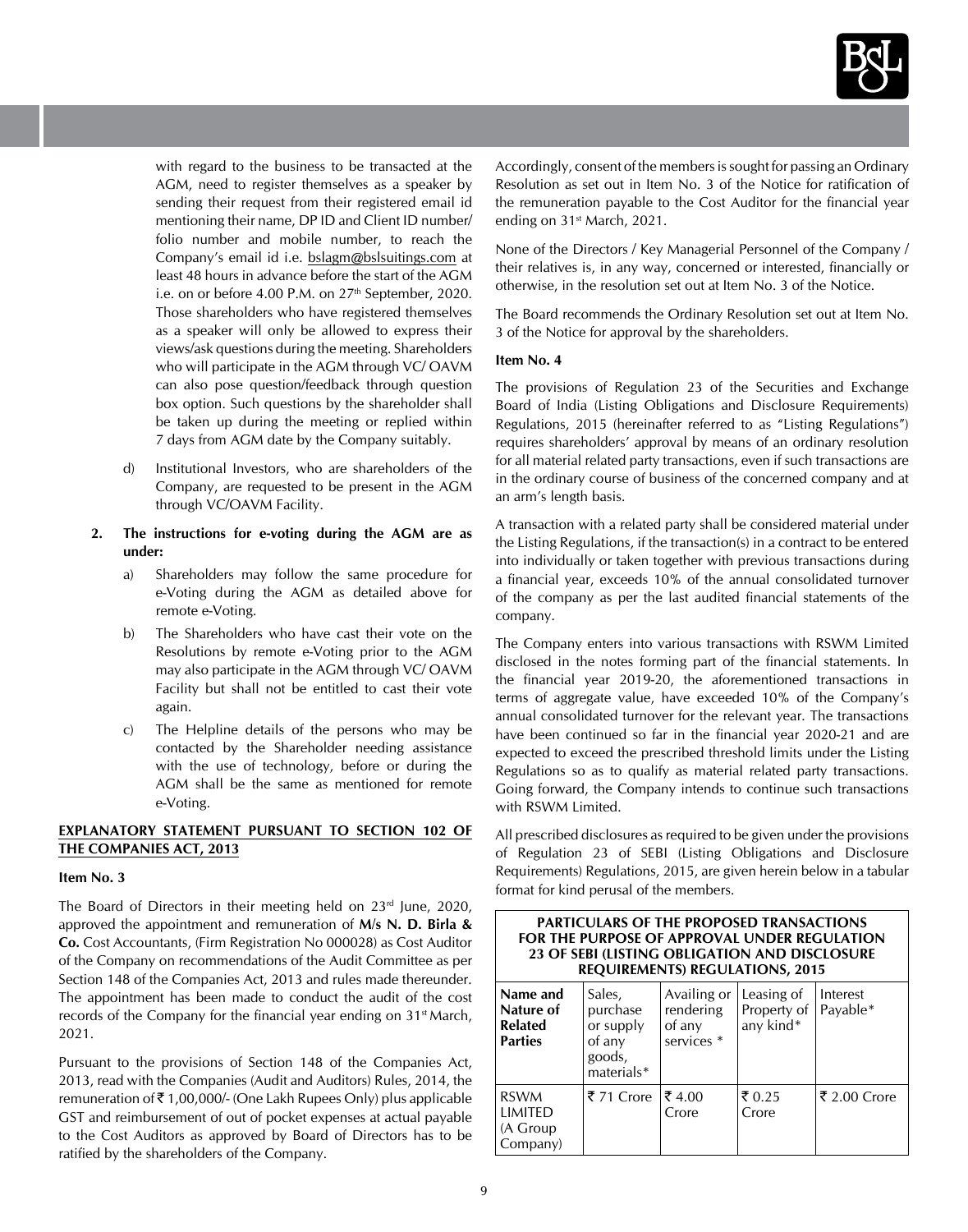with regard to the business to be transacted at the AGM, need to register themselves as a speaker by sending their request from their registered email id mentioning their name, DP ID and Client ID number/ folio number and mobile number, to reach the Company's email id i.e. bslagm@bslsuitings.com at least 48 hours in advance before the start of the AGM i.e. on or before 4.00 P.M. on 27th September, 2020. Those shareholders who have registered themselves as a speaker will only be allowed to express their views/ask questions during the meeting. Shareholders who will participate in the AGM through VC/ OAVM can also pose question/feedback through question box option. Such questions by the shareholder shall be taken up during the meeting or replied within 7 days from AGM date by the Company suitably.

d) Institutional Investors, who are shareholders of the Company, are requested to be present in the AGM through VC/OAVM Facility.

**2. The instructions for e-voting during the AGM are as under:**

a) Shareholders may follow the same procedure for e-Voting during the AGM as detailed above for remote e-Voting.

b) The Shareholders who have cast their vote on the Resolutions by remote e-Voting prior to the AGM may also participate in the AGM through VC/ OAVM Facility but shall not be entitled to cast their vote again.

c) The Helpline details of the persons who may be contacted by the Shareholder needing assistance with the use of technology, before or during the AGM shall be the same as mentioned for remote e-Voting.

## EXPLANATORY STATEMENT PURSUANT TO SECTION 102 OF THE COMPANIES ACT, 2013

**Item No. 3**

The Board of Directors in their meeting held on 23rd June, 2020, approved the appointment and remuneration of **M/s N. D. Birla & Co.** Cost Accountants, (Firm Registration No 000028) as Cost Auditor of the Company on recommendations of the Audit Committee as per Section 148 of the Companies Act, 2013 and rules made thereunder. The appointment has been made to conduct the audit of the cost records of the Company for the financial year ending on 31st March, 2021.

Pursuant to the provisions of Section 148 of the Companies Act, 2013, read with the Companies (Audit and Auditors) Rules, 2014, the remuneration of ₹ 1,00,000/- (One Lakh Rupees Only) plus applicable GST and reimbursement of out of pocket expenses at actual payable to the Cost Auditors as approved by Board of Directors has to be ratified by the shareholders of the Company.

Accordingly, consent of the members is sought for passing an Ordinary Resolution as set out in Item No. 3 of the Notice for ratification of the remuneration payable to the Cost Auditor for the financial year ending on 31st March, 2021.

None of the Directors / Key Managerial Personnel of the Company / their relatives is, in any way, concerned or interested, financially or otherwise, in the resolution set out at Item No. 3 of the Notice.

The Board recommends the Ordinary Resolution set out at Item No. 3 of the Notice for approval by the shareholders.

**Item No. 4**

The provisions of Regulation 23 of the Securities and Exchange Board of India (Listing Obligations and Disclosure Requirements) Regulations, 2015 (hereinafter referred to as "Listing Regulations") requires shareholders' approval by means of an ordinary resolution for all material related party transactions, even if such transactions are in the ordinary course of business of the concerned company and at an arm's length basis.

A transaction with a related party shall be considered material under the Listing Regulations, if the transaction(s) in a contract to be entered into individually or taken together with previous transactions during a financial year, exceeds 10% of the annual consolidated turnover of the company as per the last audited financial statements of the company.

The Company enters into various transactions with RSWM Limited disclosed in the notes forming part of the financial statements. In the financial year 2019-20, the aforementioned transactions in terms of aggregate value, have exceeded 10% of the Company's annual consolidated turnover for the relevant year. The transactions have been continued so far in the financial year 2020-21 and are expected to exceed the prescribed threshold limits under the Listing Regulations so as to qualify as material related party transactions. Going forward, the Company intends to continue such transactions with RSWM Limited.

All prescribed disclosures as required to be given under the provisions of Regulation 23 of SEBI (Listing Obligations and Disclosure Requirements) Regulations, 2015, are given herein below in a tabular format for kind perusal of the members.

**PARTICULARS OF THE PROPOSED TRANSACTIONS FOR THE PURPOSE OF APPROVAL UNDER REGULATION 23 OF SEBI (LISTING OBLIGATION AND DISCLOSURE REQUIREMENTS) REGULATIONS, 2015**

| **Name and Nature of Related Parties** | Sales, purchase or supply of any goods, materials* | Availing or rendering of any services * | Leasing of Property of any kind* | Interest Payable* |
|---|---|---|---|---|
| RSWM LIMITED (A Group Company) | ₹ 71 Crore | ₹ 4.00 Crore | ₹ 0.25 Crore | ₹ 2.00 Crore |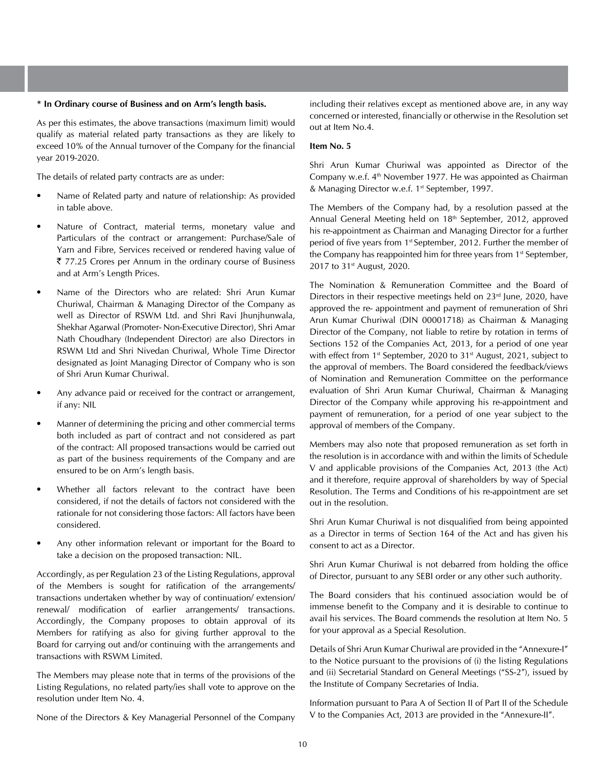**\* In Ordinary course of Business and on Arm's length basis.**

As per this estimates, the above transactions (maximum limit) would qualify as material related party transactions as they are likely to exceed 10% of the Annual turnover of the Company for the financial year 2019-2020.

The details of related party contracts are as under:

- Name of Related party and nature of relationship: As provided in table above.
- Nature of Contract, material terms, monetary value and Particulars of the contract or arrangement: Purchase/Sale of Yarn and Fibre, Services received or rendered having value of ₹ 77.25 Crores per Annum in the ordinary course of Business and at Arm's Length Prices.
- Name of the Directors who are related: Shri Arun Kumar Churiwal, Chairman & Managing Director of the Company as well as Director of RSWM Ltd. and Shri Ravi Jhunjhunwala, Shekhar Agarwal (Promoter- Non-Executive Director), Shri Amar Nath Choudhary (Independent Director) are also Directors in RSWM Ltd and Shri Nivedan Churiwal, Whole Time Director designated as Joint Managing Director of Company who is son of Shri Arun Kumar Churiwal.
- Any advance paid or received for the contract or arrangement, if any: NIL
- Manner of determining the pricing and other commercial terms both included as part of contract and not considered as part of the contract: All proposed transactions would be carried out as part of the business requirements of the Company and are ensured to be on Arm's length basis.
- Whether all factors relevant to the contract have been considered, if not the details of factors not considered with the rationale for not considering those factors: All factors have been considered.
- Any other information relevant or important for the Board to take a decision on the proposed transaction: NIL.

Accordingly, as per Regulation 23 of the Listing Regulations, approval of the Members is sought for ratification of the arrangements/ transactions undertaken whether by way of continuation/ extension/ renewal/ modification of earlier arrangements/ transactions. Accordingly, the Company proposes to obtain approval of its Members for ratifying as also for giving further approval to the Board for carrying out and/or continuing with the arrangements and transactions with RSWM Limited.

The Members may please note that in terms of the provisions of the Listing Regulations, no related party/ies shall vote to approve on the resolution under Item No. 4.

None of the Directors & Key Managerial Personnel of the Company including their relatives except as mentioned above are, in any way concerned or interested, financially or otherwise in the Resolution set out at Item No.4.

**Item No. 5**

Shri Arun Kumar Churiwal was appointed as Director of the Company w.e.f. 4th November 1977. He was appointed as Chairman & Managing Director w.e.f. 1st September, 1997.

The Members of the Company had, by a resolution passed at the Annual General Meeting held on 18th September, 2012, approved his re-appointment as Chairman and Managing Director for a further period of five years from 1st September, 2012. Further the member of the Company has reappointed him for three years from 1st September, 2017 to 31st August, 2020.

The Nomination & Remuneration Committee and the Board of Directors in their respective meetings held on 23rd June, 2020, have approved the re- appointment and payment of remuneration of Shri Arun Kumar Churiwal (DIN 00001718) as Chairman & Managing Director of the Company, not liable to retire by rotation in terms of Sections 152 of the Companies Act, 2013, for a period of one year with effect from 1st September, 2020 to 31st August, 2021, subject to the approval of members. The Board considered the feedback/views of Nomination and Remuneration Committee on the performance evaluation of Shri Arun Kumar Churiwal, Chairman & Managing Director of the Company while approving his re-appointment and payment of remuneration, for a period of one year subject to the approval of members of the Company.

Members may also note that proposed remuneration as set forth in the resolution is in accordance with and within the limits of Schedule V and applicable provisions of the Companies Act, 2013 (the Act) and it therefore, require approval of shareholders by way of Special Resolution. The Terms and Conditions of his re-appointment are set out in the resolution.

Shri Arun Kumar Churiwal is not disqualified from being appointed as a Director in terms of Section 164 of the Act and has given his consent to act as a Director.

Shri Arun Kumar Churiwal is not debarred from holding the office of Director, pursuant to any SEBI order or any other such authority.

The Board considers that his continued association would be of immense benefit to the Company and it is desirable to continue to avail his services. The Board commends the resolution at Item No. 5 for your approval as a Special Resolution.

Details of Shri Arun Kumar Churiwal are provided in the "Annexure-I" to the Notice pursuant to the provisions of (i) the listing Regulations and (ii) Secretarial Standard on General Meetings ("SS-2"), issued by the Institute of Company Secretaries of India.

Information pursuant to Para A of Section II of Part II of the Schedule V to the Companies Act, 2013 are provided in the "Annexure-II".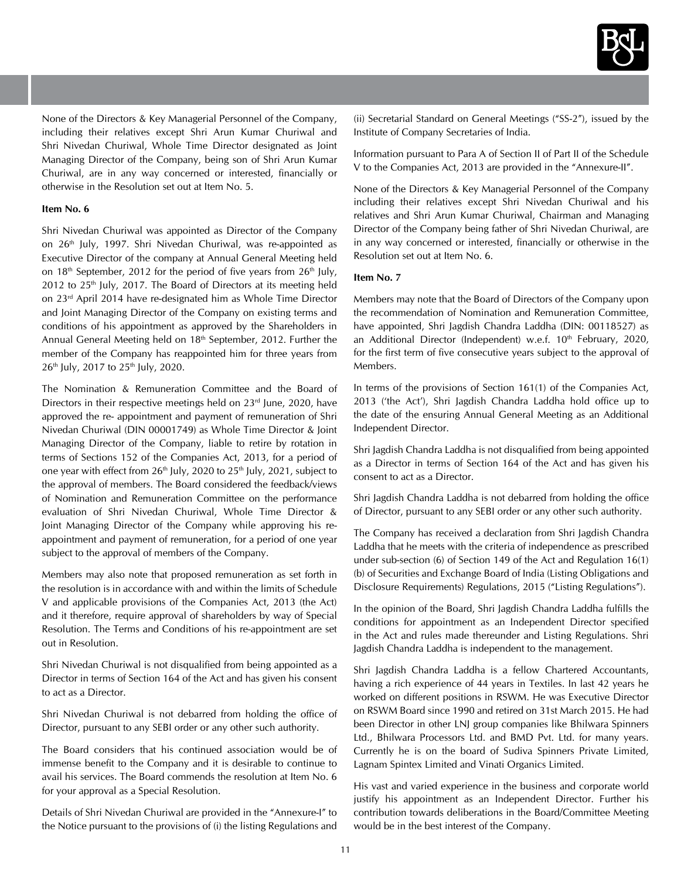None of the Directors & Key Managerial Personnel of the Company, including their relatives except Shri Arun Kumar Churiwal and Shri Nivedan Churiwal, Whole Time Director designated as Joint Managing Director of the Company, being son of Shri Arun Kumar Churiwal, are in any way concerned or interested, financially or otherwise in the Resolution set out at Item No. 5.

**Item No. 6**

Shri Nivedan Churiwal was appointed as Director of the Company on 26th July, 1997. Shri Nivedan Churiwal, was re-appointed as Executive Director of the company at Annual General Meeting held on 18th September, 2012 for the period of five years from 26th July, 2012 to 25th July, 2017. The Board of Directors at its meeting held on 23rd April 2014 have re-designated him as Whole Time Director and Joint Managing Director of the Company on existing terms and conditions of his appointment as approved by the Shareholders in Annual General Meeting held on 18th September, 2012. Further the member of the Company has reappointed him for three years from 26th July, 2017 to 25th July, 2020.

The Nomination & Remuneration Committee and the Board of Directors in their respective meetings held on 23rd June, 2020, have approved the re- appointment and payment of remuneration of Shri Nivedan Churiwal (DIN 00001749) as Whole Time Director & Joint Managing Director of the Company, liable to retire by rotation in terms of Sections 152 of the Companies Act, 2013, for a period of one year with effect from 26th July, 2020 to 25th July, 2021, subject to the approval of members. The Board considered the feedback/views of Nomination and Remuneration Committee on the performance evaluation of Shri Nivedan Churiwal, Whole Time Director & Joint Managing Director of the Company while approving his re-appointment and payment of remuneration, for a period of one year subject to the approval of members of the Company.

Members may also note that proposed remuneration as set forth in the resolution is in accordance with and within the limits of Schedule V and applicable provisions of the Companies Act, 2013 (the Act) and it therefore, require approval of shareholders by way of Special Resolution. The Terms and Conditions of his re-appointment are set out in Resolution.

Shri Nivedan Churiwal is not disqualified from being appointed as a Director in terms of Section 164 of the Act and has given his consent to act as a Director.

Shri Nivedan Churiwal is not debarred from holding the office of Director, pursuant to any SEBI order or any other such authority.

The Board considers that his continued association would be of immense benefit to the Company and it is desirable to continue to avail his services. The Board commends the resolution at Item No. 6 for your approval as a Special Resolution.

Details of Shri Nivedan Churiwal are provided in the "Annexure-I" to the Notice pursuant to the provisions of (i) the listing Regulations and (ii) Secretarial Standard on General Meetings ("SS-2"), issued by the Institute of Company Secretaries of India.

Information pursuant to Para A of Section II of Part II of the Schedule V to the Companies Act, 2013 are provided in the "Annexure-II".

None of the Directors & Key Managerial Personnel of the Company including their relatives except Shri Nivedan Churiwal and his relatives and Shri Arun Kumar Churiwal, Chairman and Managing Director of the Company being father of Shri Nivedan Churiwal, are in any way concerned or interested, financially or otherwise in the Resolution set out at Item No. 6.

**Item No. 7**

Members may note that the Board of Directors of the Company upon the recommendation of Nomination and Remuneration Committee, have appointed, Shri Jagdish Chandra Laddha (DIN: 00118527) as an Additional Director (Independent) w.e.f. 10th February, 2020, for the first term of five consecutive years subject to the approval of Members.

In terms of the provisions of Section 161(1) of the Companies Act, 2013 ('the Act'), Shri Jagdish Chandra Laddha hold office up to the date of the ensuring Annual General Meeting as an Additional Independent Director.

Shri Jagdish Chandra Laddha is not disqualified from being appointed as a Director in terms of Section 164 of the Act and has given his consent to act as a Director.

Shri Jagdish Chandra Laddha is not debarred from holding the office of Director, pursuant to any SEBI order or any other such authority.

The Company has received a declaration from Shri Jagdish Chandra Laddha that he meets with the criteria of independence as prescribed under sub-section (6) of Section 149 of the Act and Regulation 16(1) (b) of Securities and Exchange Board of India (Listing Obligations and Disclosure Requirements) Regulations, 2015 ("Listing Regulations").

In the opinion of the Board, Shri Jagdish Chandra Laddha fulfills the conditions for appointment as an Independent Director specified in the Act and rules made thereunder and Listing Regulations. Shri Jagdish Chandra Laddha is independent to the management.

Shri Jagdish Chandra Laddha is a fellow Chartered Accountants, having a rich experience of 44 years in Textiles. In last 42 years he worked on different positions in RSWM. He was Executive Director on RSWM Board since 1990 and retired on 31st March 2015. He had been Director in other LNJ group companies like Bhilwara Spinners Ltd., Bhilwara Processors Ltd. and BMD Pvt. Ltd. for many years. Currently he is on the board of Sudiva Spinners Private Limited, Lagnam Spintex Limited and Vinati Organics Limited.

His vast and varied experience in the business and corporate world justify his appointment as an Independent Director. Further his contribution towards deliberations in the Board/Committee Meeting would be in the best interest of the Company.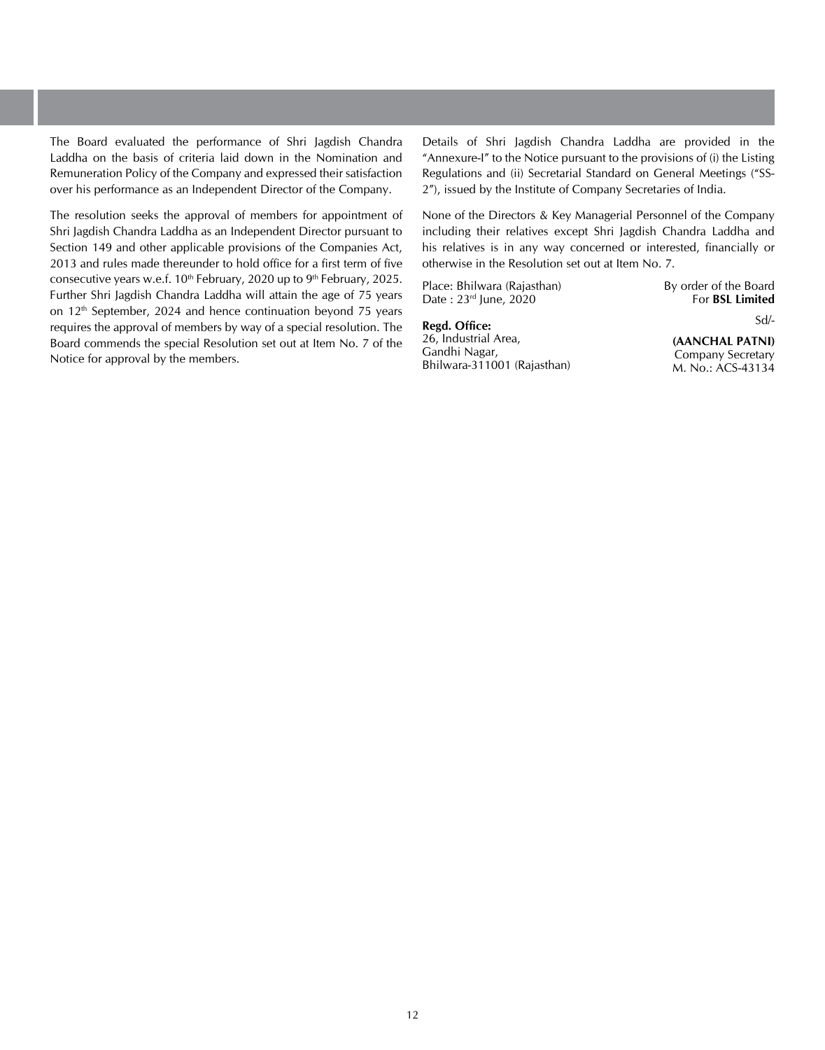The Board evaluated the performance of Shri Jagdish Chandra Laddha on the basis of criteria laid down in the Nomination and Remuneration Policy of the Company and expressed their satisfaction over his performance as an Independent Director of the Company.

The resolution seeks the approval of members for appointment of Shri Jagdish Chandra Laddha as an Independent Director pursuant to Section 149 and other applicable provisions of the Companies Act, 2013 and rules made thereunder to hold office for a first term of five consecutive years w.e.f. 10th February, 2020 up to 9th February, 2025. Further Shri Jagdish Chandra Laddha will attain the age of 75 years on 12th September, 2024 and hence continuation beyond 75 years requires the approval of members by way of a special resolution. The Board commends the special Resolution set out at Item No. 7 of the Notice for approval by the members.

Details of Shri Jagdish Chandra Laddha are provided in the "Annexure-I" to the Notice pursuant to the provisions of (i) the Listing Regulations and (ii) Secretarial Standard on General Meetings ("SS-2"), issued by the Institute of Company Secretaries of India.

None of the Directors & Key Managerial Personnel of the Company including their relatives except Shri Jagdish Chandra Laddha and his relatives is in any way concerned or interested, financially or otherwise in the Resolution set out at Item No. 7.

Place: Bhilwara (Rajasthan)
Date : 23rd June, 2020

By order of the Board
For **BSL Limited**

Sd/-

**(AANCHAL PATNI)**
Company Secretary
M. No.: ACS-43134

**Regd. Office:**
26, Industrial Area,
Gandhi Nagar,
Bhilwara-311001 (Rajasthan)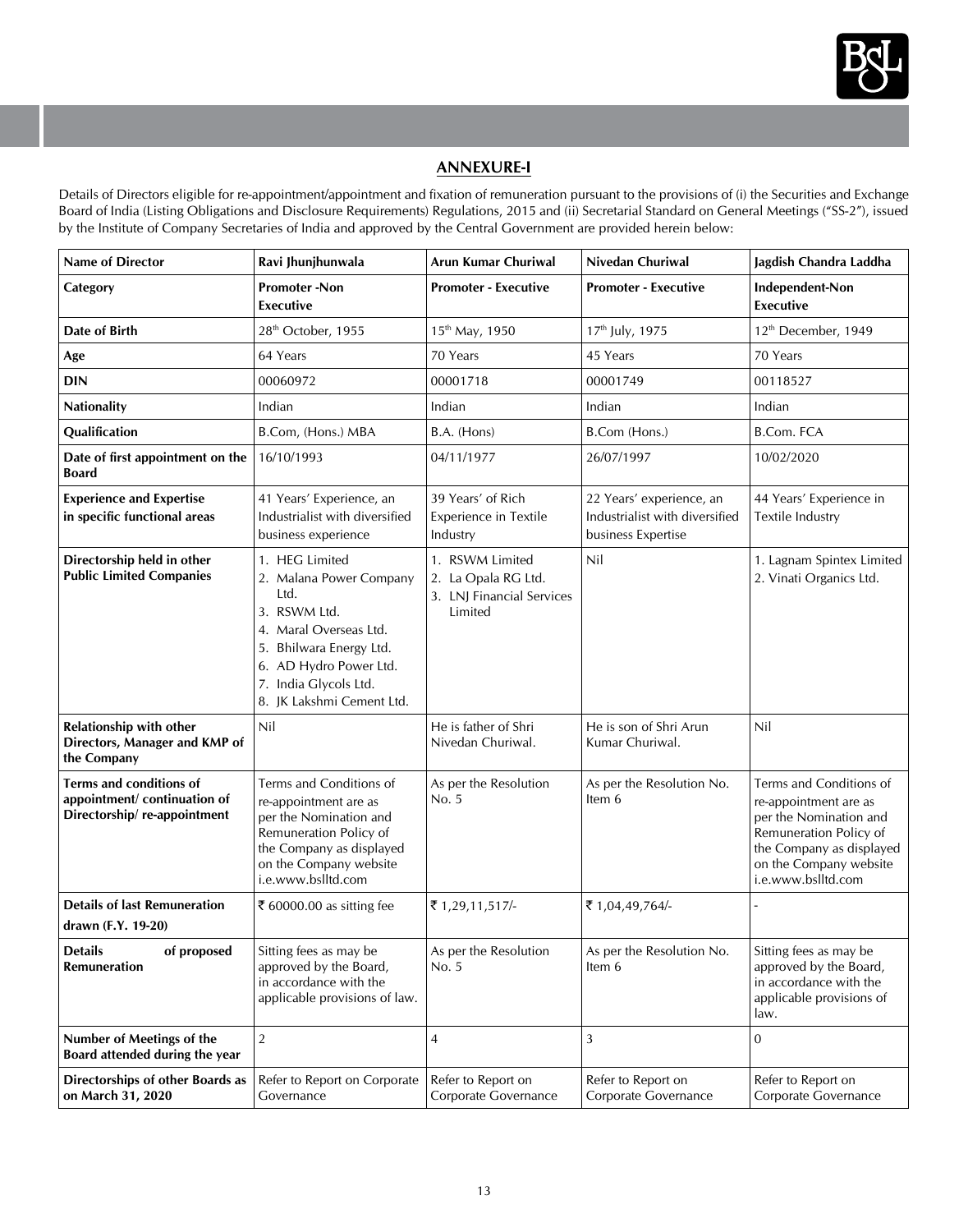## ANNEXURE-I

Details of Directors eligible for re-appointment/appointment and fixation of remuneration pursuant to the provisions of (i) the Securities and Exchange Board of India (Listing Obligations and Disclosure Requirements) Regulations, 2015 and (ii) Secretarial Standard on General Meetings ("SS-2"), issued by the Institute of Company Secretaries of India and approved by the Central Government are provided herein below:

| Name of Director | Ravi Jhunjhunwala | Arun Kumar Churiwal | Nivedan Churiwal | Jagdish Chandra Laddha |
|---|---|---|---|---|
| **Category** | **Promoter -Non Executive** | **Promoter - Executive** | **Promoter - Executive** | **Independent-Non Executive** |
| **Date of Birth** | 28th October, 1955 | 15th May, 1950 | 17th July, 1975 | 12th December, 1949 |
| **Age** | 64 Years | 70 Years | 45 Years | 70 Years |
| **DIN** | 00060972 | 00001718 | 00001749 | 00118527 |
| **Nationality** | Indian | Indian | Indian | Indian |
| **Qualification** | B.Com, (Hons.) MBA | B.A. (Hons) | B.Com (Hons.) | B.Com. FCA |
| **Date of first appointment on the Board** | 16/10/1993 | 04/11/1977 | 26/07/1997 | 10/02/2020 |
| **Experience and Expertise in specific functional areas** | 41 Years' Experience, an Industrialist with diversified business experience | 39 Years' of Rich Experience in Textile Industry | 22 Years' experience, an Industrialist with diversified business Expertise | 44 Years' Experience in Textile Industry |
| **Directorship held in other Public Limited Companies** | 1. HEG Limited<br>2. Malana Power Company Ltd.<br>3. RSWM Ltd.<br>4. Maral Overseas Ltd.<br>5. Bhilwara Energy Ltd.<br>6. AD Hydro Power Ltd.<br>7. India Glycols Ltd.<br>8. JK Lakshmi Cement Ltd. | 1. RSWM Limited<br>2. La Opala RG Ltd.<br>3. LNJ Financial Services Limited | Nil | 1. Lagnam Spintex Limited<br>2. Vinati Organics Ltd. |
| **Relationship with other Directors, Manager and KMP of the Company** | Nil | He is father of Shri Nivedan Churiwal. | He is son of Shri Arun Kumar Churiwal. | Nil |
| **Terms and conditions of appointment/ continuation of Directorship/ re-appointment** | Terms and Conditions of re-appointment are as per the Nomination and Remuneration Policy of the Company as displayed on the Company website i.e.www.bslltd.com | As per the Resolution No. 5 | As per the Resolution No. Item 6 | Terms and Conditions of re-appointment are as per the Nomination and Remuneration Policy of the Company as displayed on the Company website i.e.www.bslltd.com |
| **Details of last Remuneration drawn (F.Y. 19-20)** | ₹ 60000.00 as sitting fee | ₹ 1,29,11,517/- | ₹ 1,04,49,764/- | - |
| **Details of proposed Remuneration** | Sitting fees as may be approved by the Board, in accordance with the applicable provisions of law. | As per the Resolution No. 5 | As per the Resolution No. Item 6 | Sitting fees as may be approved by the Board, in accordance with the applicable provisions of law. |
| **Number of Meetings of the Board attended during the year** | 2 | 4 | 3 | 0 |
| **Directorships of other Boards as on March 31, 2020** | Refer to Report on Corporate Governance | Refer to Report on Corporate Governance | Refer to Report on Corporate Governance | Refer to Report on Corporate Governance |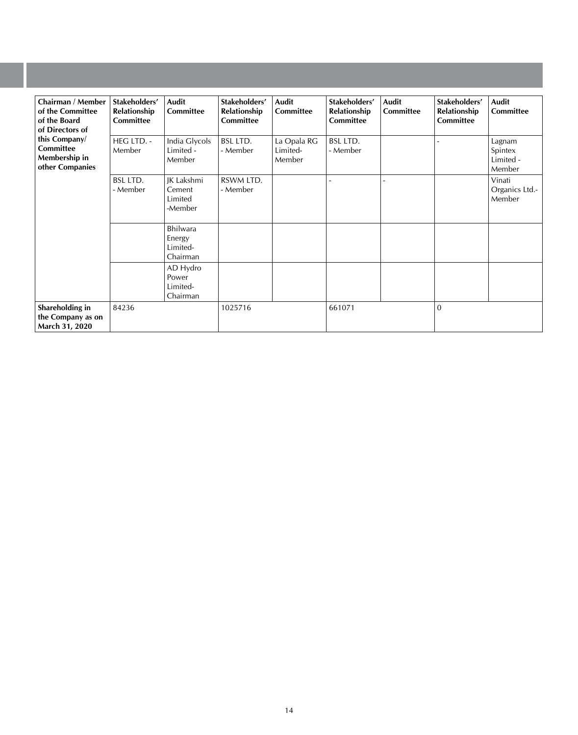| Chairman / Member of the Committee of the Board of Directors of this Company/ Committee Membership in other Companies | Stakeholders' Relationship Committee | Audit Committee | Stakeholders' Relationship Committee | Audit Committee | Stakeholders' Relationship Committee | Audit Committee | Stakeholders' Relationship Committee | Audit Committee |
|---|---|---|---|---|---|---|---|---|
| | HEG LTD. - Member | India Glycols Limited - Member | BSL LTD. - Member | La Opala RG Limited- Member | BSL LTD. - Member | | - | Lagnam Spintex Limited - Member |
| | BSL LTD. - Member | JK Lakshmi Cement Limited -Member | RSWM LTD. - Member | | - | - | | Vinati Organics Ltd.- Member |
| | | Bhilwara Energy Limited- Chairman | | | | | | |
| | | AD Hydro Power Limited- Chairman | | | | | | |
| **Shareholding in the Company as on March 31, 2020** | 84236 | | 1025716 | | 661071 | | 0 | |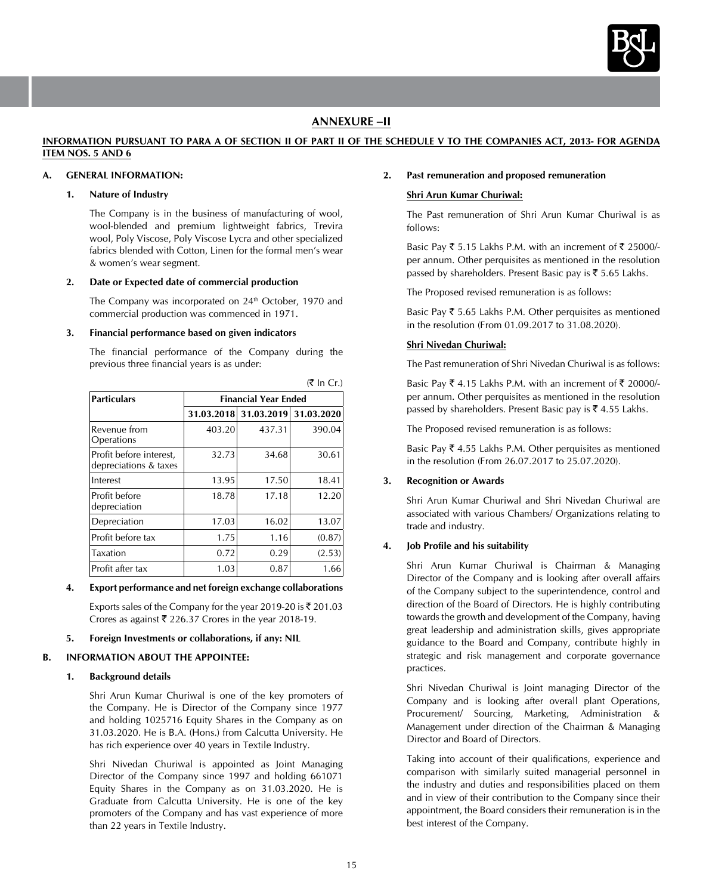## ANNEXURE –II

**INFORMATION PURSUANT TO PARA A OF SECTION II OF PART II OF THE SCHEDULE V TO THE COMPANIES ACT, 2013- FOR AGENDA ITEM NOS. 5 AND 6**

### A. GENERAL INFORMATION:

**1. Nature of Industry**

The Company is in the business of manufacturing of wool, wool-blended and premium lightweight fabrics, Trevira wool, Poly Viscose, Poly Viscose Lycra and other specialized fabrics blended with Cotton, Linen for the formal men's wear & women's wear segment.

**2. Date or Expected date of commercial production**

The Company was incorporated on 24th October, 1970 and commercial production was commenced in 1971.

**3. Financial performance based on given indicators**

The financial performance of the Company during the previous three financial years is as under:

(₹ In Cr.)

| Particulars | Financial Year Ended | | |
|---|---|---|---|
| | 31.03.2018 | 31.03.2019 | 31.03.2020 |
| Revenue from Operations | 403.20 | 437.31 | 390.04 |
| Profit before interest, depreciations & taxes | 32.73 | 34.68 | 30.61 |
| Interest | 13.95 | 17.50 | 18.41 |
| Profit before depreciation | 18.78 | 17.18 | 12.20 |
| Depreciation | 17.03 | 16.02 | 13.07 |
| Profit before tax | 1.75 | 1.16 | (0.87) |
| Taxation | 0.72 | 0.29 | (2.53) |
| Profit after tax | 1.03 | 0.87 | 1.66 |

**4. Export performance and net foreign exchange collaborations**

Exports sales of the Company for the year 2019-20 is ₹ 201.03 Crores as against ₹ 226.37 Crores in the year 2018-19.

**5. Foreign Investments or collaborations, if any: NIL**

### B. INFORMATION ABOUT THE APPOINTEE:

**1. Background details**

Shri Arun Kumar Churiwal is one of the key promoters of the Company. He is Director of the Company since 1977 and holding 1025716 Equity Shares in the Company as on 31.03.2020. He is B.A. (Hons.) from Calcutta University. He has rich experience over 40 years in Textile Industry.

Shri Nivedan Churiwal is appointed as Joint Managing Director of the Company since 1997 and holding 661071 Equity Shares in the Company as on 31.03.2020. He is Graduate from Calcutta University. He is one of the key promoters of the Company and has vast experience of more than 22 years in Textile Industry.

**2. Past remuneration and proposed remuneration**

**Shri Arun Kumar Churiwal:**

The Past remuneration of Shri Arun Kumar Churiwal is as follows:

Basic Pay ₹ 5.15 Lakhs P.M. with an increment of ₹ 25000/- per annum. Other perquisites as mentioned in the resolution passed by shareholders. Present Basic pay is ₹ 5.65 Lakhs.

The Proposed revised remuneration is as follows:

Basic Pay ₹ 5.65 Lakhs P.M. Other perquisites as mentioned in the resolution (From 01.09.2017 to 31.08.2020).

**Shri Nivedan Churiwal:**

The Past remuneration of Shri Nivedan Churiwal is as follows:

Basic Pay ₹ 4.15 Lakhs P.M. with an increment of ₹ 20000/- per annum. Other perquisites as mentioned in the resolution passed by shareholders. Present Basic pay is ₹ 4.55 Lakhs.

The Proposed revised remuneration is as follows:

Basic Pay ₹ 4.55 Lakhs P.M. Other perquisites as mentioned in the resolution (From 26.07.2017 to 25.07.2020).

**3. Recognition or Awards**

Shri Arun Kumar Churiwal and Shri Nivedan Churiwal are associated with various Chambers/ Organizations relating to trade and industry.

**4. Job Profile and his suitability**

Shri Arun Kumar Churiwal is Chairman & Managing Director of the Company and is looking after overall affairs of the Company subject to the superintendence, control and direction of the Board of Directors. He is highly contributing towards the growth and development of the Company, having great leadership and administration skills, gives appropriate guidance to the Board and Company, contribute highly in strategic and risk management and corporate governance practices.

Shri Nivedan Churiwal is Joint managing Director of the Company and is looking after overall plant Operations, Procurement/ Sourcing, Marketing, Administration & Management under direction of the Chairman & Managing Director and Board of Directors.

Taking into account of their qualifications, experience and comparison with similarly suited managerial personnel in the industry and duties and responsibilities placed on them and in view of their contribution to the Company since their appointment, the Board considers their remuneration is in the best interest of the Company.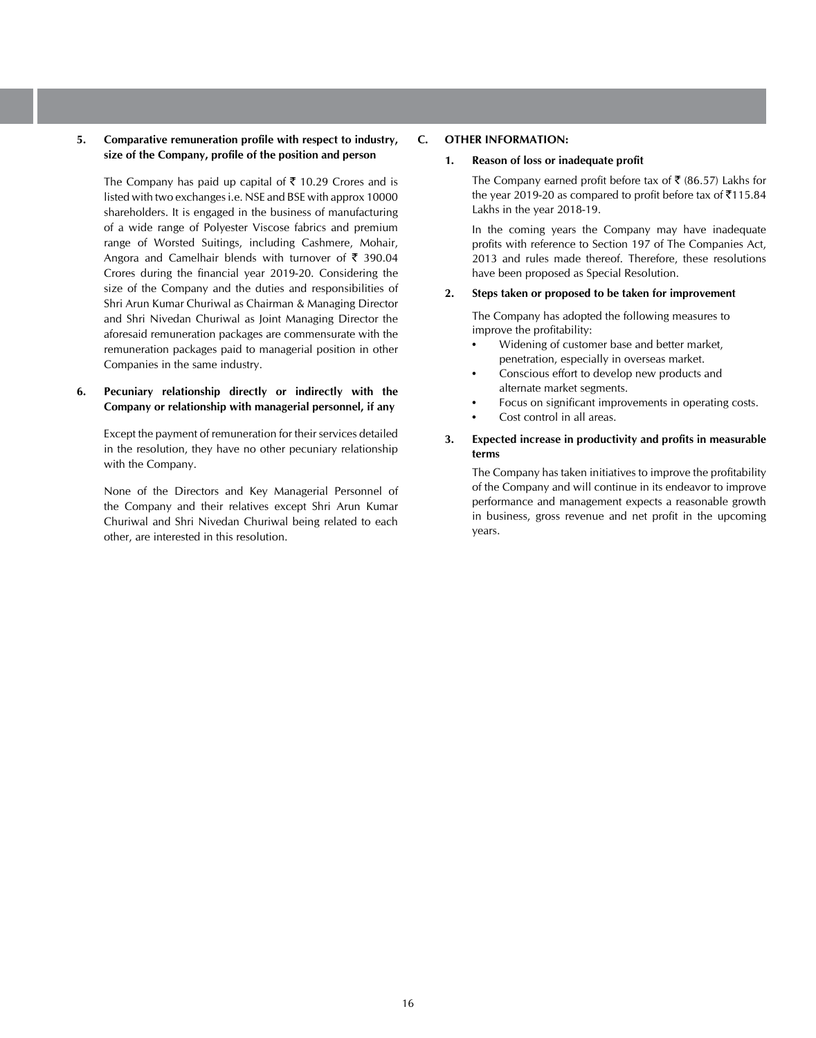5. **Comparative remuneration profile with respect to industry, size of the Company, profile of the position and person**

 The Company has paid up capital of ₹ 10.29 Crores and is listed with two exchanges i.e. NSE and BSE with approx 10000 shareholders. It is engaged in the business of manufacturing of a wide range of Polyester Viscose fabrics and premium range of Worsted Suitings, including Cashmere, Mohair, Angora and Camelhair blends with turnover of ₹ 390.04 Crores during the financial year 2019-20. Considering the size of the Company and the duties and responsibilities of Shri Arun Kumar Churiwal as Chairman & Managing Director and Shri Nivedan Churiwal as Joint Managing Director the aforesaid remuneration packages are commensurate with the remuneration packages paid to managerial position in other Companies in the same industry.

6. **Pecuniary relationship directly or indirectly with the Company or relationship with managerial personnel, if any**

 Except the payment of remuneration for their services detailed in the resolution, they have no other pecuniary relationship with the Company.

 None of the Directors and Key Managerial Personnel of the Company and their relatives except Shri Arun Kumar Churiwal and Shri Nivedan Churiwal being related to each other, are interested in this resolution.

**C. OTHER INFORMATION:**

1. **Reason of loss or inadequate profit**

 The Company earned profit before tax of ₹ (86.57) Lakhs for the year 2019-20 as compared to profit before tax of ₹115.84 Lakhs in the year 2018-19.

 In the coming years the Company may have inadequate profits with reference to Section 197 of The Companies Act, 2013 and rules made thereof. Therefore, these resolutions have been proposed as Special Resolution.

2. **Steps taken or proposed to be taken for improvement**

 The Company has adopted the following measures to improve the profitability:

 - Widening of customer base and better market, penetration, especially in overseas market.
 - Conscious effort to develop new products and alternate market segments.
 - Focus on significant improvements in operating costs.
 - Cost control in all areas.

3. **Expected increase in productivity and profits in measurable terms**

 The Company has taken initiatives to improve the profitability of the Company and will continue in its endeavor to improve performance and management expects a reasonable growth in business, gross revenue and net profit in the upcoming years.